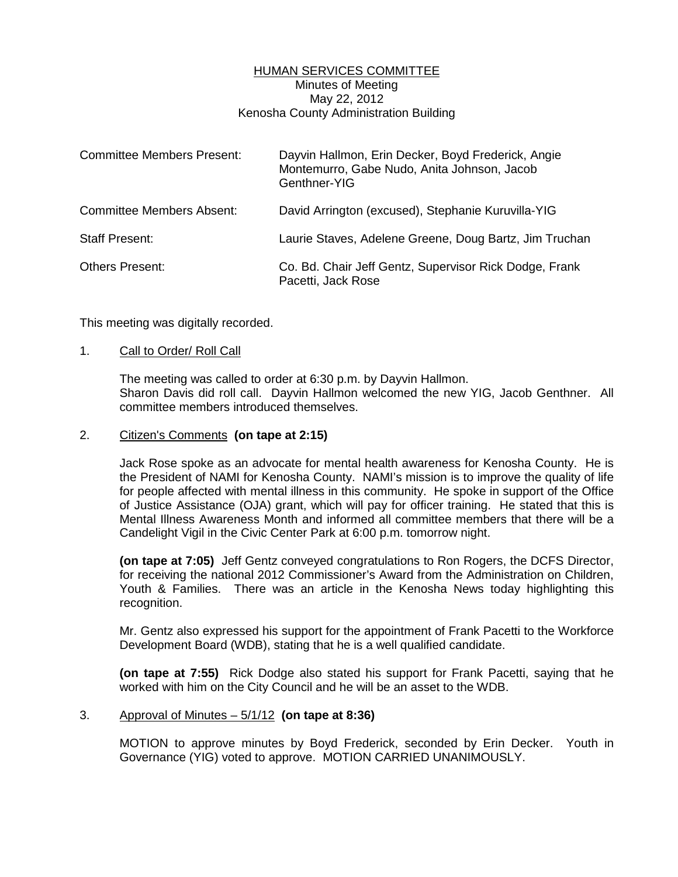# HUMAN SERVICES COMMITTEE

Minutes of Meeting
May 22, 2012
Kenosha County Administration Building

| | |
|---|---|
| Committee Members Present: | Dayvin Hallmon, Erin Decker, Boyd Frederick, Angie Montemurro, Gabe Nudo, Anita Johnson, Jacob Genthner-YIG |
| Committee Members Absent: | David Arrington (excused), Stephanie Kuruvilla-YIG |
| Staff Present: | Laurie Staves, Adelene Greene, Doug Bartz, Jim Truchan |
| Others Present: | Co. Bd. Chair Jeff Gentz, Supervisor Rick Dodge, Frank Pacetti, Jack Rose |

This meeting was digitally recorded.

1. Call to Order/ Roll Call

   The meeting was called to order at 6:30 p.m. by Dayvin Hallmon. Sharon Davis did roll call. Dayvin Hallmon welcomed the new YIG, Jacob Genthner. All committee members introduced themselves.

2. Citizen's Comments **(on tape at 2:15)**

   Jack Rose spoke as an advocate for mental health awareness for Kenosha County. He is the President of NAMI for Kenosha County. NAMI's mission is to improve the quality of life for people affected with mental illness in this community. He spoke in support of the Office of Justice Assistance (OJA) grant, which will pay for officer training. He stated that this is Mental Illness Awareness Month and informed all committee members that there will be a Candelight Vigil in the Civic Center Park at 6:00 p.m. tomorrow night.

   **(on tape at 7:05)** Jeff Gentz conveyed congratulations to Ron Rogers, the DCFS Director, for receiving the national 2012 Commissioner's Award from the Administration on Children, Youth & Families. There was an article in the Kenosha News today highlighting this recognition.

   Mr. Gentz also expressed his support for the appointment of Frank Pacetti to the Workforce Development Board (WDB), stating that he is a well qualified candidate.

   **(on tape at 7:55)** Rick Dodge also stated his support for Frank Pacetti, saying that he worked with him on the City Council and he will be an asset to the WDB.

3. Approval of Minutes – 5/1/12 **(on tape at 8:36)**

   MOTION to approve minutes by Boyd Frederick, seconded by Erin Decker. Youth in Governance (YIG) voted to approve. MOTION CARRIED UNANIMOUSLY.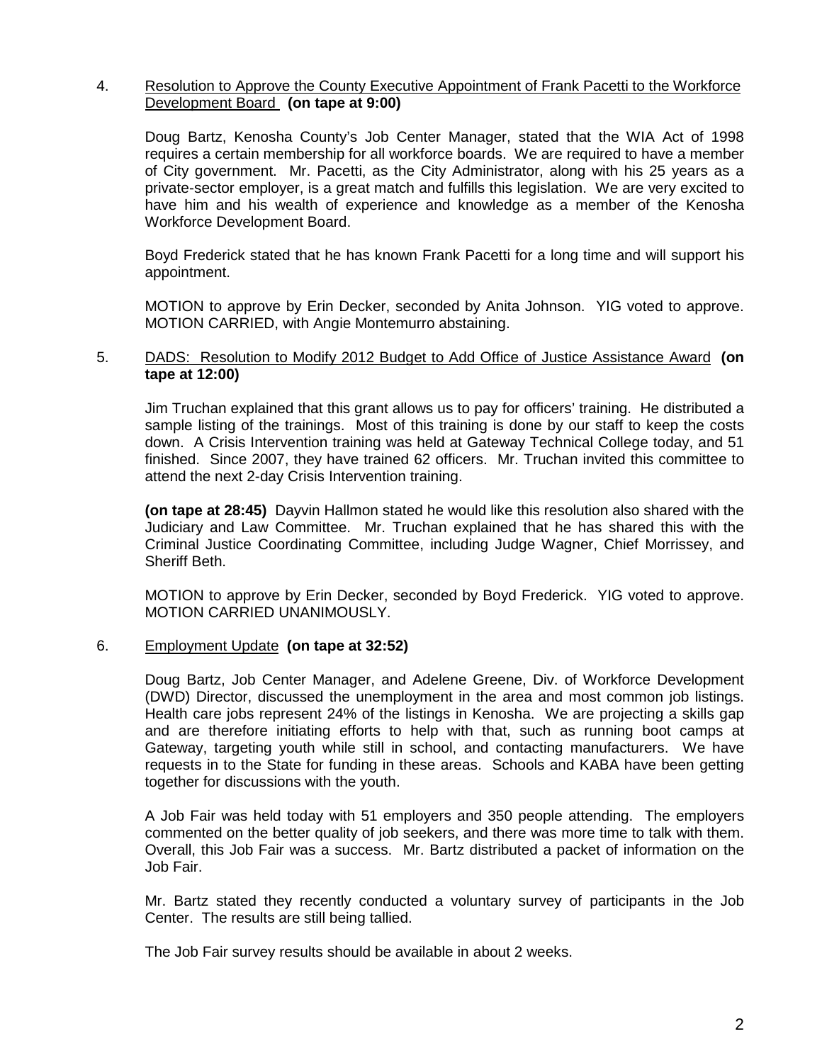4. Resolution to Approve the County Executive Appointment of Frank Pacetti to the Workforce Development Board **(on tape at 9:00)**

   Doug Bartz, Kenosha County's Job Center Manager, stated that the WIA Act of 1998 requires a certain membership for all workforce boards. We are required to have a member of City government. Mr. Pacetti, as the City Administrator, along with his 25 years as a private-sector employer, is a great match and fulfills this legislation. We are very excited to have him and his wealth of experience and knowledge as a member of the Kenosha Workforce Development Board.

   Boyd Frederick stated that he has known Frank Pacetti for a long time and will support his appointment.

   MOTION to approve by Erin Decker, seconded by Anita Johnson. YIG voted to approve. MOTION CARRIED, with Angie Montemurro abstaining.

5. DADS: Resolution to Modify 2012 Budget to Add Office of Justice Assistance Award **(on tape at 12:00)**

   Jim Truchan explained that this grant allows us to pay for officers' training. He distributed a sample listing of the trainings. Most of this training is done by our staff to keep the costs down. A Crisis Intervention training was held at Gateway Technical College today, and 51 finished. Since 2007, they have trained 62 officers. Mr. Truchan invited this committee to attend the next 2-day Crisis Intervention training.

   **(on tape at 28:45)** Dayvin Hallmon stated he would like this resolution also shared with the Judiciary and Law Committee. Mr. Truchan explained that he has shared this with the Criminal Justice Coordinating Committee, including Judge Wagner, Chief Morrissey, and Sheriff Beth.

   MOTION to approve by Erin Decker, seconded by Boyd Frederick. YIG voted to approve. MOTION CARRIED UNANIMOUSLY.

6. Employment Update **(on tape at 32:52)**

   Doug Bartz, Job Center Manager, and Adelene Greene, Div. of Workforce Development (DWD) Director, discussed the unemployment in the area and most common job listings. Health care jobs represent 24% of the listings in Kenosha. We are projecting a skills gap and are therefore initiating efforts to help with that, such as running boot camps at Gateway, targeting youth while still in school, and contacting manufacturers. We have requests in to the State for funding in these areas. Schools and KABA have been getting together for discussions with the youth.

   A Job Fair was held today with 51 employers and 350 people attending. The employers commented on the better quality of job seekers, and there was more time to talk with them. Overall, this Job Fair was a success. Mr. Bartz distributed a packet of information on the Job Fair.

   Mr. Bartz stated they recently conducted a voluntary survey of participants in the Job Center. The results are still being tallied.

   The Job Fair survey results should be available in about 2 weeks.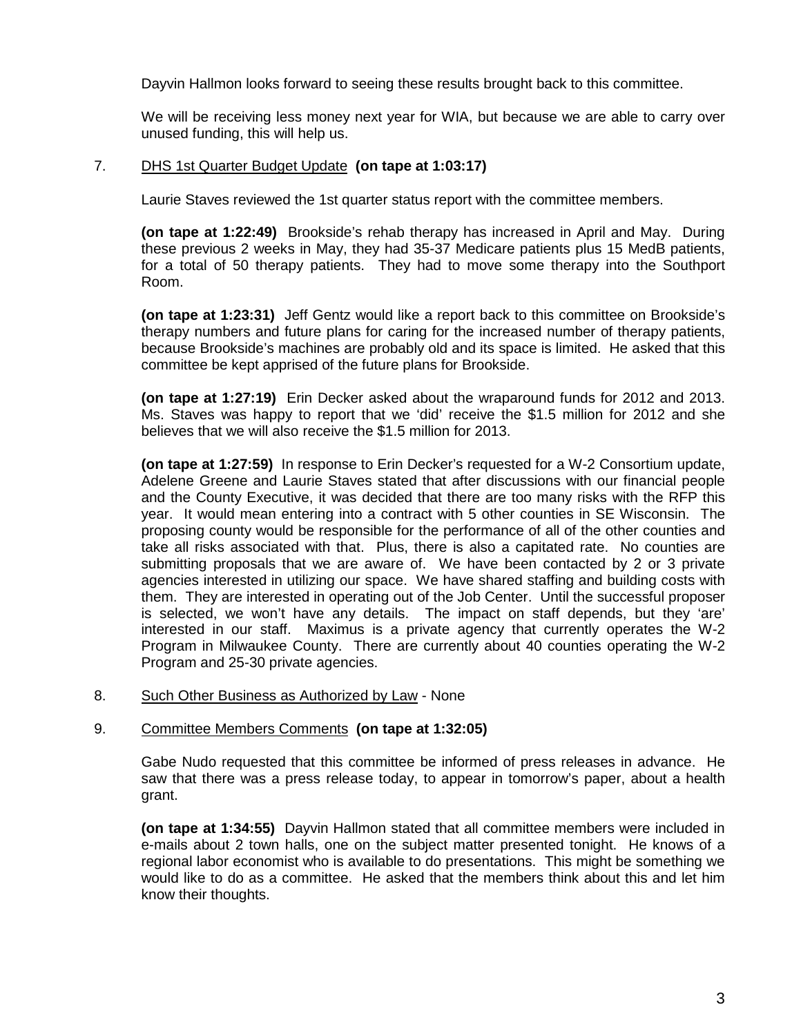Dayvin Hallmon looks forward to seeing these results brought back to this committee.

We will be receiving less money next year for WIA, but because we are able to carry over unused funding, this will help us.

7. <u>DHS 1st Quarter Budget Update</u> **(on tape at 1:03:17)**

   Laurie Staves reviewed the 1st quarter status report with the committee members.

   **(on tape at 1:22:49)** Brookside's rehab therapy has increased in April and May. During these previous 2 weeks in May, they had 35-37 Medicare patients plus 15 MedB patients, for a total of 50 therapy patients. They had to move some therapy into the Southport Room.

   **(on tape at 1:23:31)** Jeff Gentz would like a report back to this committee on Brookside's therapy numbers and future plans for caring for the increased number of therapy patients, because Brookside's machines are probably old and its space is limited. He asked that this committee be kept apprised of the future plans for Brookside.

   **(on tape at 1:27:19)** Erin Decker asked about the wraparound funds for 2012 and 2013. Ms. Staves was happy to report that we 'did' receive the $1.5 million for 2012 and she believes that we will also receive the $1.5 million for 2013.

   **(on tape at 1:27:59)** In response to Erin Decker's requested for a W-2 Consortium update, Adelene Greene and Laurie Staves stated that after discussions with our financial people and the County Executive, it was decided that there are too many risks with the RFP this year. It would mean entering into a contract with 5 other counties in SE Wisconsin. The proposing county would be responsible for the performance of all of the other counties and take all risks associated with that. Plus, there is also a capitated rate. No counties are submitting proposals that we are aware of. We have been contacted by 2 or 3 private agencies interested in utilizing our space. We have shared staffing and building costs with them. They are interested in operating out of the Job Center. Until the successful proposer is selected, we won't have any details. The impact on staff depends, but they 'are' interested in our staff. Maximus is a private agency that currently operates the W-2 Program in Milwaukee County. There are currently about 40 counties operating the W-2 Program and 25-30 private agencies.

8. <u>Such Other Business as Authorized by Law</u> - None

9. <u>Committee Members Comments</u> **(on tape at 1:32:05)**

   Gabe Nudo requested that this committee be informed of press releases in advance. He saw that there was a press release today, to appear in tomorrow's paper, about a health grant.

   **(on tape at 1:34:55)** Dayvin Hallmon stated that all committee members were included in e-mails about 2 town halls, one on the subject matter presented tonight. He knows of a regional labor economist who is available to do presentations. This might be something we would like to do as a committee. He asked that the members think about this and let him know their thoughts.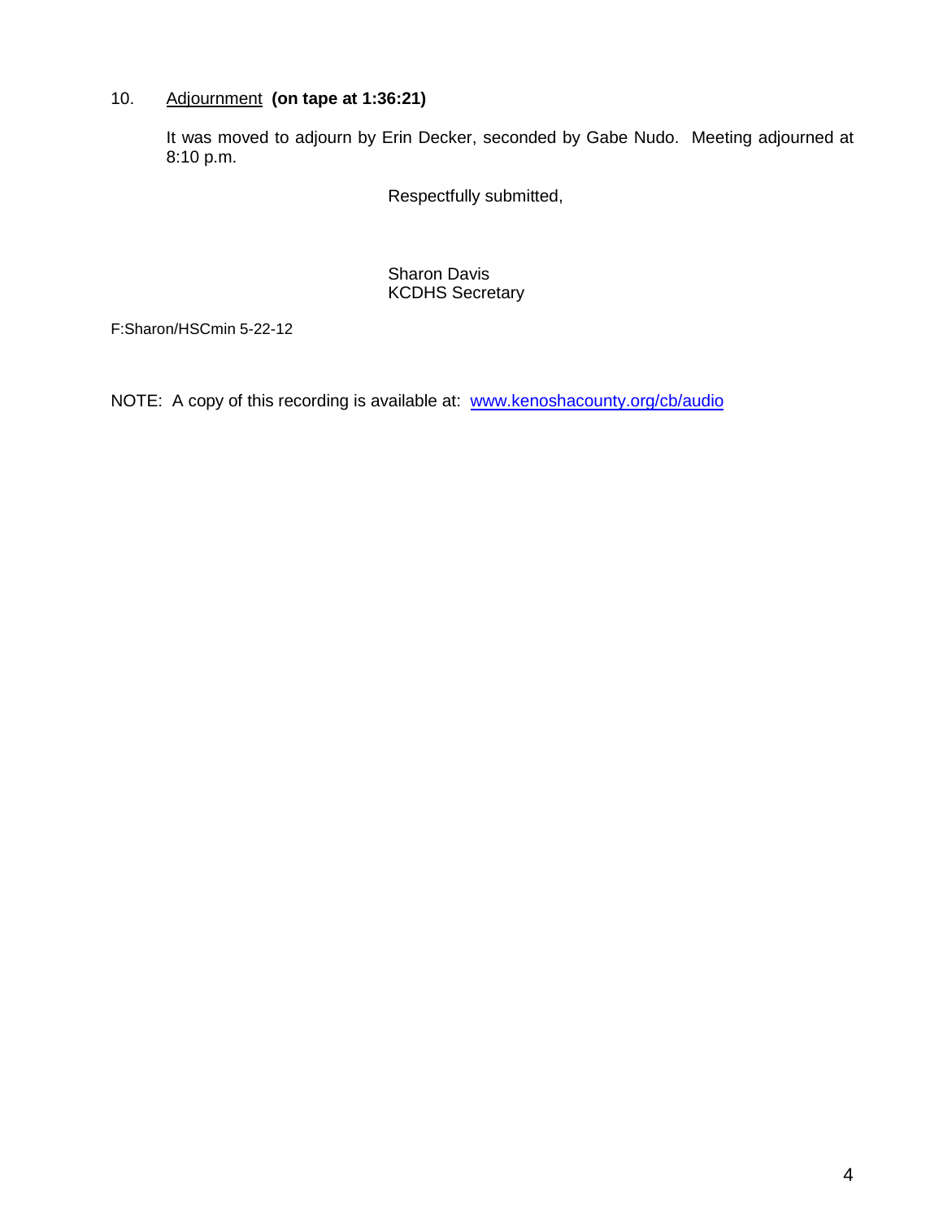10. <u>Adjournment</u> **(on tape at 1:36:21)**

It was moved to adjourn by Erin Decker, seconded by Gabe Nudo. Meeting adjourned at 8:10 p.m.

Respectfully submitted,

Sharon Davis
KCDHS Secretary

F:Sharon/HSCmin 5-22-12

NOTE: A copy of this recording is available at: [www.kenoshacounty.org/cb/audio](http://www.kenoshacounty.org/cb/audio)